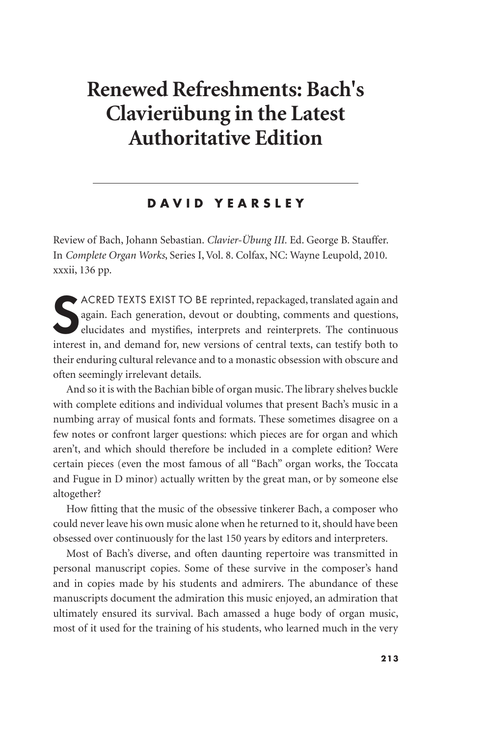# Renewed Refreshments: Bach's Clavierübung in the Latest Authoritative Edition

**DAVID YEARSLEY**

Review of Bach, Johann Sebastian. *Clavier-Übung III.* Ed. George B. Stauffer. In *Complete Organ Works*, Series I, Vol. 8. Colfax, NC: Wayne Leupold, 2010. xxxii, 136 pp.

SACRED TEXTS EXIST TO BE reprinted, repackaged, translated again and again. Each generation, devout or doubting, comments and questions, elucidates and mystifies, interprets and reinterprets. The continuous interest in, and demand for, new versions of central texts, can testify both to their enduring cultural relevance and to a monastic obsession with obscure and often seemingly irrelevant details.

And so it is with the Bachian bible of organ music. The library shelves buckle with complete editions and individual volumes that present Bach's music in a numbing array of musical fonts and formats. These sometimes disagree on a few notes or confront larger questions: which pieces are for organ and which aren't, and which should therefore be included in a complete edition? Were certain pieces (even the most famous of all "Bach" organ works, the Toccata and Fugue in D minor) actually written by the great man, or by someone else altogether?

How fitting that the music of the obsessive tinkerer Bach, a composer who could never leave his own music alone when he returned to it, should have been obsessed over continuously for the last 150 years by editors and interpreters.

Most of Bach's diverse, and often daunting repertoire was transmitted in personal manuscript copies. Some of these survive in the composer's hand and in copies made by his students and admirers. The abundance of these manuscripts document the admiration this music enjoyed, an admiration that ultimately ensured its survival. Bach amassed a huge body of organ music, most of it used for the training of his students, who learned much in the very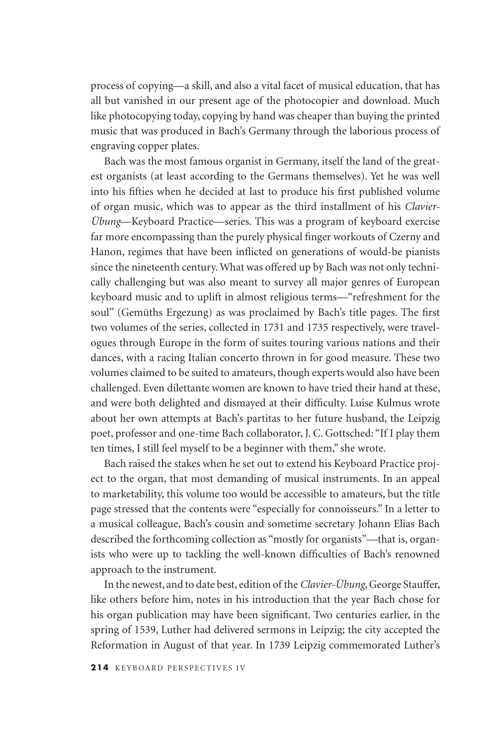process of copying—a skill, and also a vital facet of musical education, that has all but vanished in our present age of the photocopier and download. Much like photocopying today, copying by hand was cheaper than buying the printed music that was produced in Bach's Germany through the laborious process of engraving copper plates.

Bach was the most famous organist in Germany, itself the land of the greatest organists (at least according to the Germans themselves). Yet he was well into his fifties when he decided at last to produce his first published volume of organ music, which was to appear as the third installment of his *Clavier-Übung*—Keyboard Practice—series. This was a program of keyboard exercise far more encompassing than the purely physical finger workouts of Czerny and Hanon, regimes that have been inflicted on generations of would-be pianists since the nineteenth century. What was offered up by Bach was not only technically challenging but was also meant to survey all major genres of European keyboard music and to uplift in almost religious terms—"refreshment for the soul" (Gemüths Ergezung) as was proclaimed by Bach's title pages. The first two volumes of the series, collected in 1731 and 1735 respectively, were travelogues through Europe in the form of suites touring various nations and their dances, with a racing Italian concerto thrown in for good measure. These two volumes claimed to be suited to amateurs, though experts would also have been challenged. Even dilettante women are known to have tried their hand at these, and were both delighted and dismayed at their difficulty. Luise Kulmus wrote about her own attempts at Bach's partitas to her future husband, the Leipzig poet, professor and one-time Bach collaborator, J. C. Gottsched: "If I play them ten times, I still feel myself to be a beginner with them," she wrote.

Bach raised the stakes when he set out to extend his Keyboard Practice project to the organ, that most demanding of musical instruments. In an appeal to marketability, this volume too would be accessible to amateurs, but the title page stressed that the contents were "especially for connoisseurs." In a letter to a musical colleague, Bach's cousin and sometime secretary Johann Elias Bach described the forthcoming collection as "mostly for organists"—that is, organists who were up to tackling the well-known difficulties of Bach's renowned approach to the instrument.

In the newest, and to date best, edition of the *Clavier-Übung*, George Stauffer, like others before him, notes in his introduction that the year Bach chose for his organ publication may have been significant. Two centuries earlier, in the spring of 1539, Luther had delivered sermons in Leipzig; the city accepted the Reformation in August of that year. In 1739 Leipzig commemorated Luther's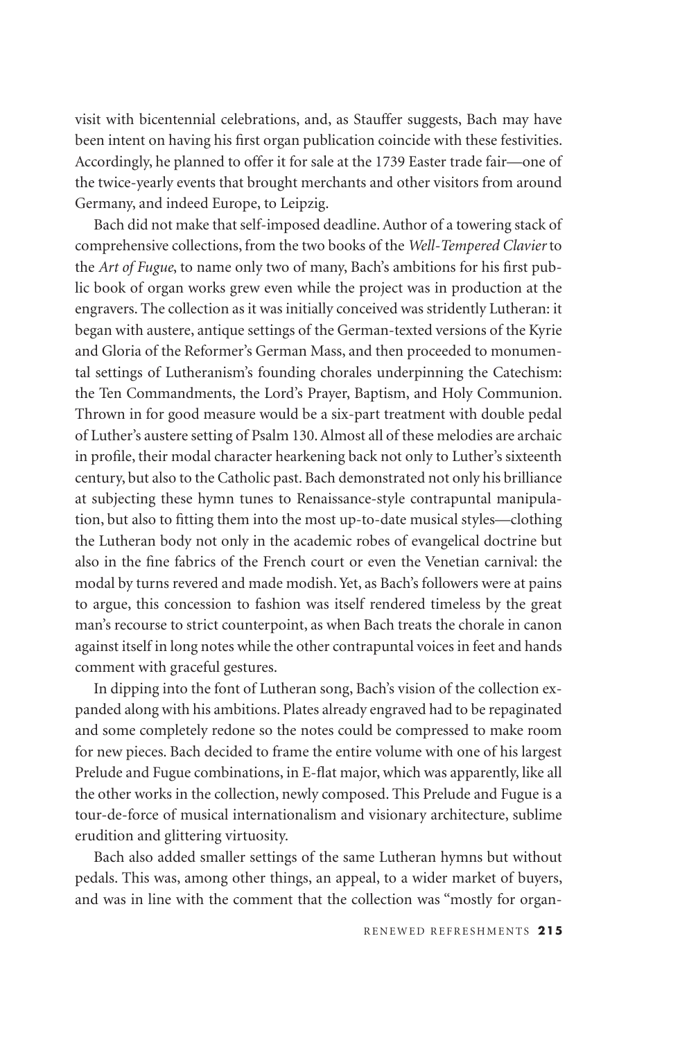visit with bicentennial celebrations, and, as Stauffer suggests, Bach may have been intent on having his first organ publication coincide with these festivities. Accordingly, he planned to offer it for sale at the 1739 Easter trade fair—one of the twice-yearly events that brought merchants and other visitors from around Germany, and indeed Europe, to Leipzig.

Bach did not make that self-imposed deadline. Author of a towering stack of comprehensive collections, from the two books of the *Well-Tempered Clavier* to the *Art of Fugue*, to name only two of many, Bach's ambitions for his first public book of organ works grew even while the project was in production at the engravers. The collection as it was initially conceived was stridently Lutheran: it began with austere, antique settings of the German-texted versions of the Kyrie and Gloria of the Reformer's German Mass, and then proceeded to monumental settings of Lutheranism's founding chorales underpinning the Catechism: the Ten Commandments, the Lord's Prayer, Baptism, and Holy Communion. Thrown in for good measure would be a six-part treatment with double pedal of Luther's austere setting of Psalm 130. Almost all of these melodies are archaic in profile, their modal character hearkening back not only to Luther's sixteenth century, but also to the Catholic past. Bach demonstrated not only his brilliance at subjecting these hymn tunes to Renaissance-style contrapuntal manipulation, but also to fitting them into the most up-to-date musical styles—clothing the Lutheran body not only in the academic robes of evangelical doctrine but also in the fine fabrics of the French court or even the Venetian carnival: the modal by turns revered and made modish. Yet, as Bach's followers were at pains to argue, this concession to fashion was itself rendered timeless by the great man's recourse to strict counterpoint, as when Bach treats the chorale in canon against itself in long notes while the other contrapuntal voices in feet and hands comment with graceful gestures.

In dipping into the font of Lutheran song, Bach's vision of the collection expanded along with his ambitions. Plates already engraved had to be repaginated and some completely redone so the notes could be compressed to make room for new pieces. Bach decided to frame the entire volume with one of his largest Prelude and Fugue combinations, in E-flat major, which was apparently, like all the other works in the collection, newly composed. This Prelude and Fugue is a tour-de-force of musical internationalism and visionary architecture, sublime erudition and glittering virtuosity.

Bach also added smaller settings of the same Lutheran hymns but without pedals. This was, among other things, an appeal, to a wider market of buyers, and was in line with the comment that the collection was "mostly for organ-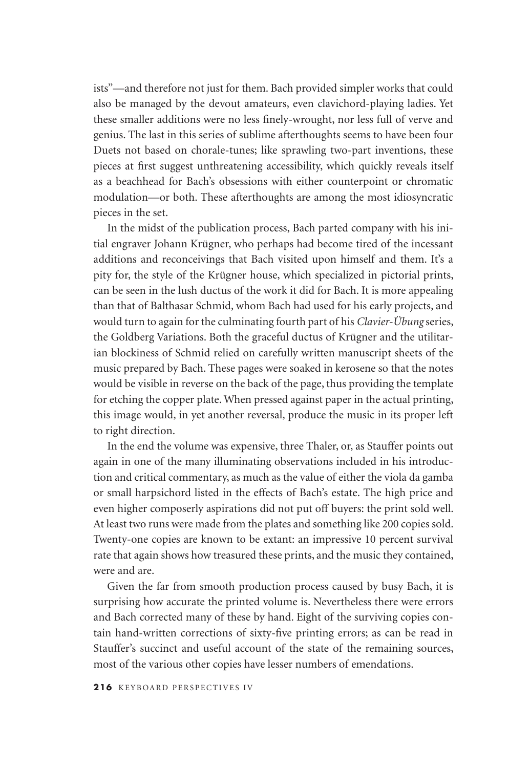ists"—and therefore not just for them. Bach provided simpler works that could also be managed by the devout amateurs, even clavichord-playing ladies. Yet these smaller additions were no less finely-wrought, nor less full of verve and genius. The last in this series of sublime afterthoughts seems to have been four Duets not based on chorale-tunes; like sprawling two-part inventions, these pieces at first suggest unthreatening accessibility, which quickly reveals itself as a beachhead for Bach's obsessions with either counterpoint or chromatic modulation—or both. These afterthoughts are among the most idiosyncratic pieces in the set.

In the midst of the publication process, Bach parted company with his initial engraver Johann Krügner, who perhaps had become tired of the incessant additions and reconceivings that Bach visited upon himself and them. It's a pity for, the style of the Krügner house, which specialized in pictorial prints, can be seen in the lush ductus of the work it did for Bach. It is more appealing than that of Balthasar Schmid, whom Bach had used for his early projects, and would turn to again for the culminating fourth part of his *Clavier-Übung* series, the Goldberg Variations. Both the graceful ductus of Krügner and the utilitarian blockiness of Schmid relied on carefully written manuscript sheets of the music prepared by Bach. These pages were soaked in kerosene so that the notes would be visible in reverse on the back of the page, thus providing the template for etching the copper plate. When pressed against paper in the actual printing, this image would, in yet another reversal, produce the music in its proper left to right direction.

In the end the volume was expensive, three Thaler, or, as Stauffer points out again in one of the many illuminating observations included in his introduction and critical commentary, as much as the value of either the viola da gamba or small harpsichord listed in the effects of Bach's estate. The high price and even higher composerly aspirations did not put off buyers: the print sold well. At least two runs were made from the plates and something like 200 copies sold. Twenty-one copies are known to be extant: an impressive 10 percent survival rate that again shows how treasured these prints, and the music they contained, were and are.

Given the far from smooth production process caused by busy Bach, it is surprising how accurate the printed volume is. Nevertheless there were errors and Bach corrected many of these by hand. Eight of the surviving copies contain hand-written corrections of sixty-five printing errors; as can be read in Stauffer's succinct and useful account of the state of the remaining sources, most of the various other copies have lesser numbers of emendations.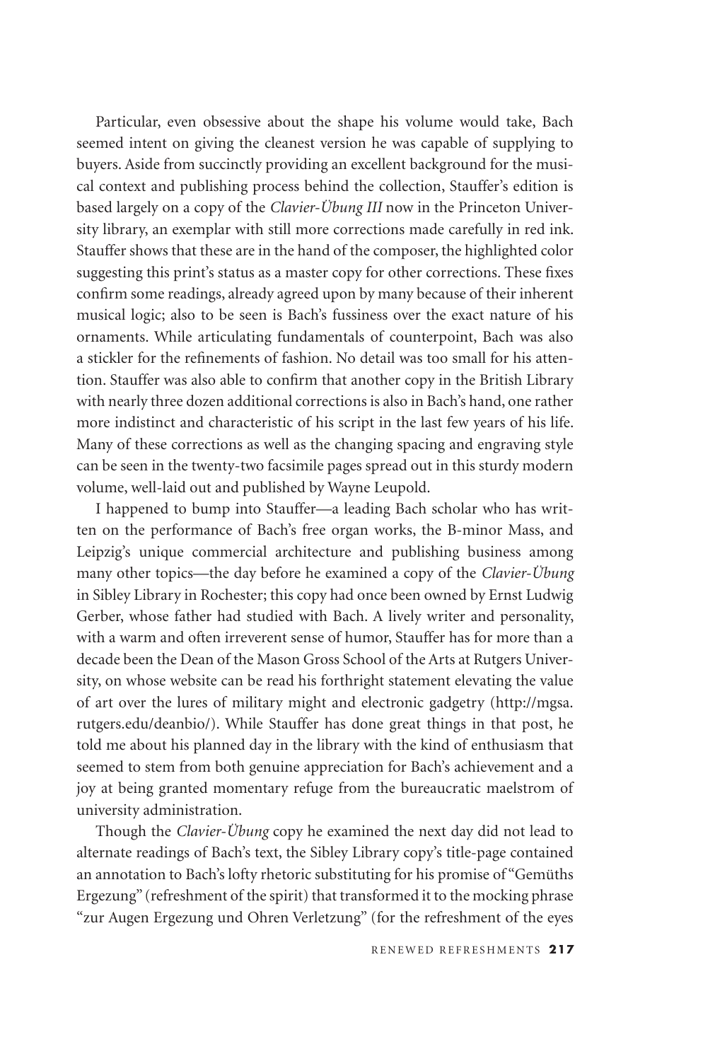Particular, even obsessive about the shape his volume would take, Bach seemed intent on giving the cleanest version he was capable of supplying to buyers. Aside from succinctly providing an excellent background for the musical context and publishing process behind the collection, Stauffer's edition is based largely on a copy of the *Clavier-Übung III* now in the Princeton University library, an exemplar with still more corrections made carefully in red ink. Stauffer shows that these are in the hand of the composer, the highlighted color suggesting this print's status as a master copy for other corrections. These fixes confirm some readings, already agreed upon by many because of their inherent musical logic; also to be seen is Bach's fussiness over the exact nature of his ornaments. While articulating fundamentals of counterpoint, Bach was also a stickler for the refinements of fashion. No detail was too small for his attention. Stauffer was also able to confirm that another copy in the British Library with nearly three dozen additional corrections is also in Bach's hand, one rather more indistinct and characteristic of his script in the last few years of his life. Many of these corrections as well as the changing spacing and engraving style can be seen in the twenty-two facsimile pages spread out in this sturdy modern volume, well-laid out and published by Wayne Leupold.

I happened to bump into Stauffer—a leading Bach scholar who has written on the performance of Bach's free organ works, the B-minor Mass, and Leipzig's unique commercial architecture and publishing business among many other topics—the day before he examined a copy of the *Clavier-Übung* in Sibley Library in Rochester; this copy had once been owned by Ernst Ludwig Gerber, whose father had studied with Bach. A lively writer and personality, with a warm and often irreverent sense of humor, Stauffer has for more than a decade been the Dean of the Mason Gross School of the Arts at Rutgers University, on whose website can be read his forthright statement elevating the value of art over the lures of military might and electronic gadgetry (http://mgsa.rutgers.edu/deanbio/). While Stauffer has done great things in that post, he told me about his planned day in the library with the kind of enthusiasm that seemed to stem from both genuine appreciation for Bach's achievement and a joy at being granted momentary refuge from the bureaucratic maelstrom of university administration.

Though the *Clavier-Übung* copy he examined the next day did not lead to alternate readings of Bach's text, the Sibley Library copy's title-page contained an annotation to Bach's lofty rhetoric substituting for his promise of "Gemüths Ergezung" (refreshment of the spirit) that transformed it to the mocking phrase "zur Augen Ergezung und Ohren Verletzung" (for the refreshment of the eyes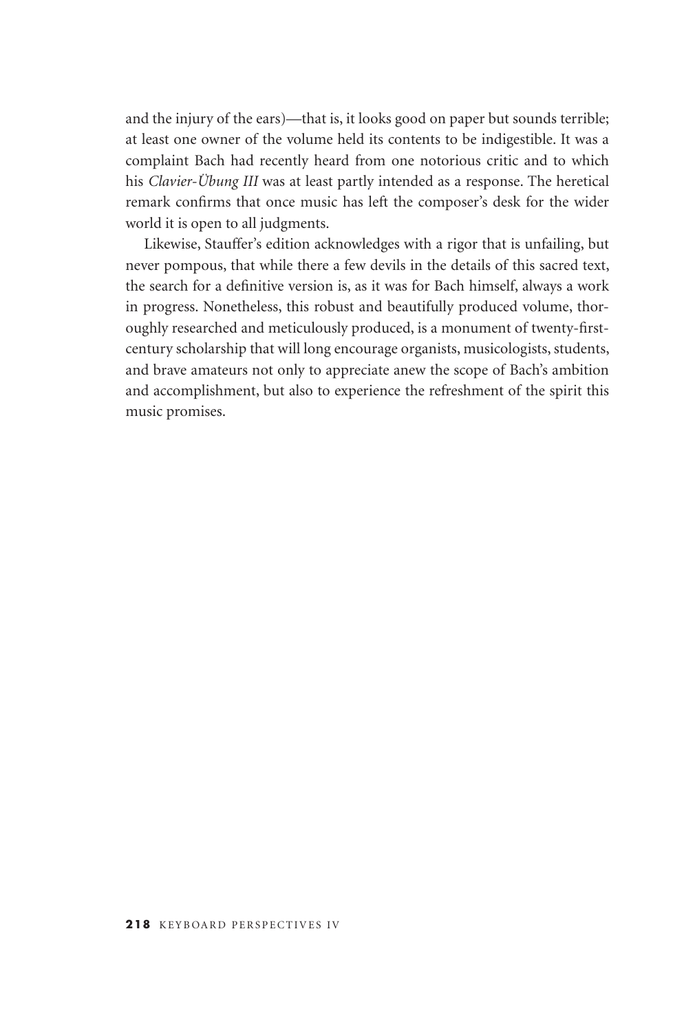and the injury of the ears)—that is, it looks good on paper but sounds terrible; at least one owner of the volume held its contents to be indigestible. It was a complaint Bach had recently heard from one notorious critic and to which his *Clavier-Übung III* was at least partly intended as a response. The heretical remark confirms that once music has left the composer's desk for the wider world it is open to all judgments.

Likewise, Stauffer's edition acknowledges with a rigor that is unfailing, but never pompous, that while there a few devils in the details of this sacred text, the search for a definitive version is, as it was for Bach himself, always a work in progress. Nonetheless, this robust and beautifully produced volume, thoroughly researched and meticulously produced, is a monument of twenty-first-century scholarship that will long encourage organists, musicologists, students, and brave amateurs not only to appreciate anew the scope of Bach's ambition and accomplishment, but also to experience the refreshment of the spirit this music promises.